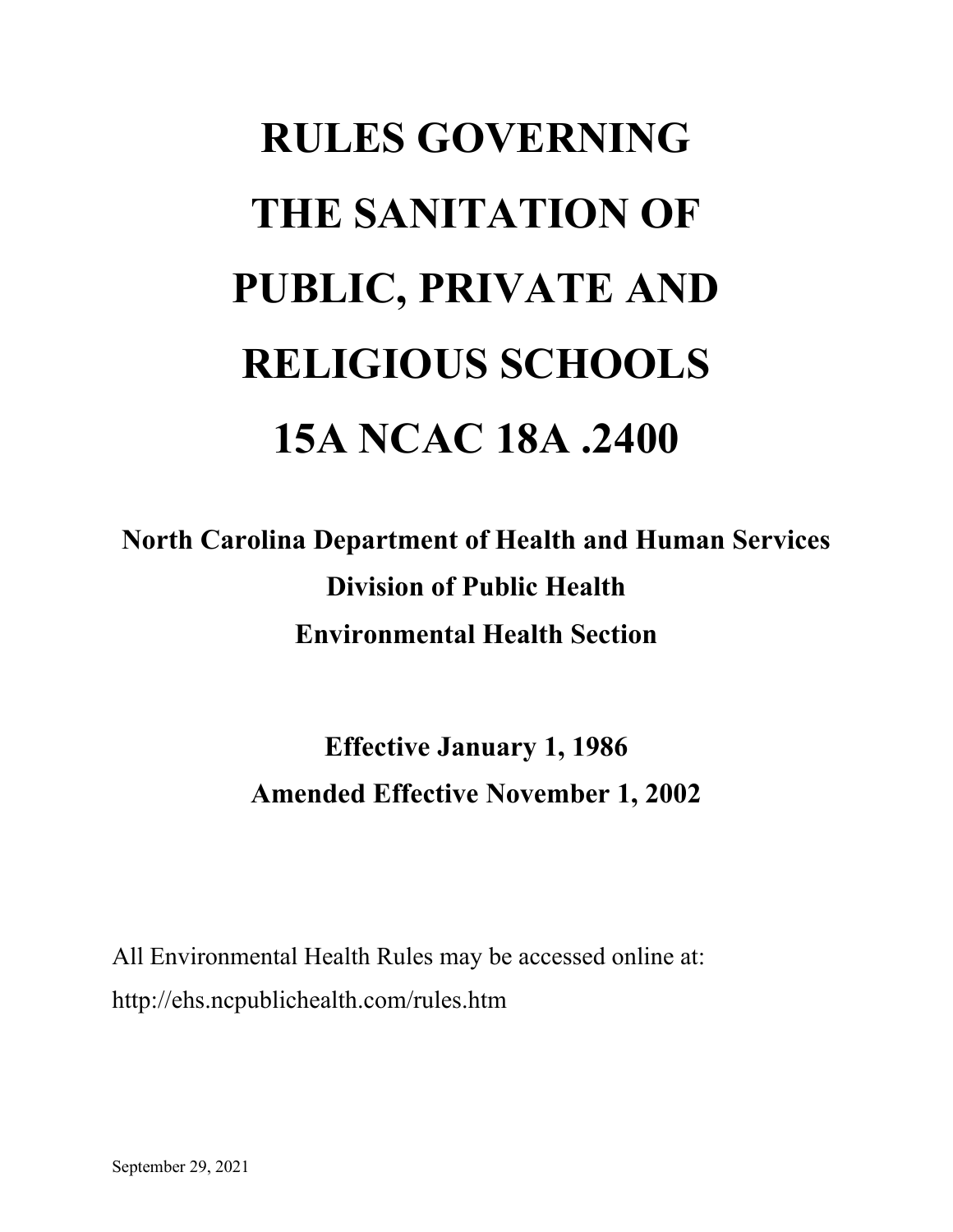# RULES GOVERNING THE SANITATION OF PUBLIC, PRIVATE AND RELIGIOUS SCHOOLS

# 15A NCAC 18A .2400

**North Carolina Department of Health and Human Services**
**Division of Public Health**
**Environmental Health Section**

**Effective January 1, 1986**
**Amended Effective November 1, 2002**

All Environmental Health Rules may be accessed online at:
http://ehs.ncpublichealth.com/rules.htm

September 29, 2021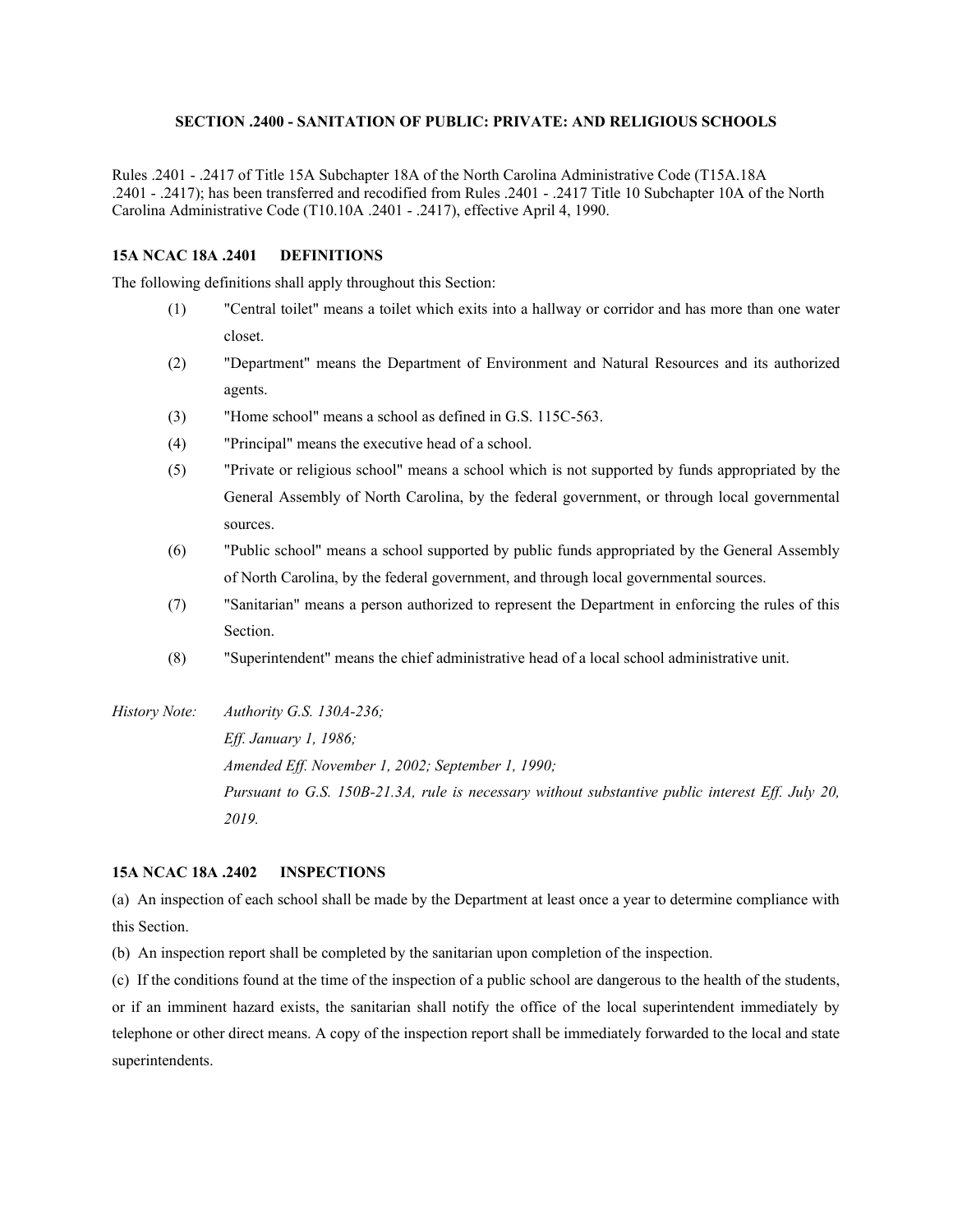## SECTION .2400 - SANITATION OF PUBLIC: PRIVATE: AND RELIGIOUS SCHOOLS

Rules .2401 - .2417 of Title 15A Subchapter 18A of the North Carolina Administrative Code (T15A.18A .2401 - .2417); has been transferred and recodified from Rules .2401 - .2417 Title 10 Subchapter 10A of the North Carolina Administrative Code (T10.10A .2401 - .2417), effective April 4, 1990.

### 15A NCAC 18A .2401 DEFINITIONS

The following definitions shall apply throughout this Section:

(1) "Central toilet" means a toilet which exits into a hallway or corridor and has more than one water closet.

(2) "Department" means the Department of Environment and Natural Resources and its authorized agents.

(3) "Home school" means a school as defined in G.S. 115C-563.

(4) "Principal" means the executive head of a school.

(5) "Private or religious school" means a school which is not supported by funds appropriated by the General Assembly of North Carolina, by the federal government, or through local governmental sources.

(6) "Public school" means a school supported by public funds appropriated by the General Assembly of North Carolina, by the federal government, and through local governmental sources.

(7) "Sanitarian" means a person authorized to represent the Department in enforcing the rules of this Section.

(8) "Superintendent" means the chief administrative head of a local school administrative unit.

*History Note: Authority G.S. 130A-236;*
*Eff. January 1, 1986;*
*Amended Eff. November 1, 2002; September 1, 1990;*
*Pursuant to G.S. 150B-21.3A, rule is necessary without substantive public interest Eff. July 20, 2019.*

### 15A NCAC 18A .2402 INSPECTIONS

(a) An inspection of each school shall be made by the Department at least once a year to determine compliance with this Section.

(b) An inspection report shall be completed by the sanitarian upon completion of the inspection.

(c) If the conditions found at the time of the inspection of a public school are dangerous to the health of the students, or if an imminent hazard exists, the sanitarian shall notify the office of the local superintendent immediately by telephone or other direct means. A copy of the inspection report shall be immediately forwarded to the local and state superintendents.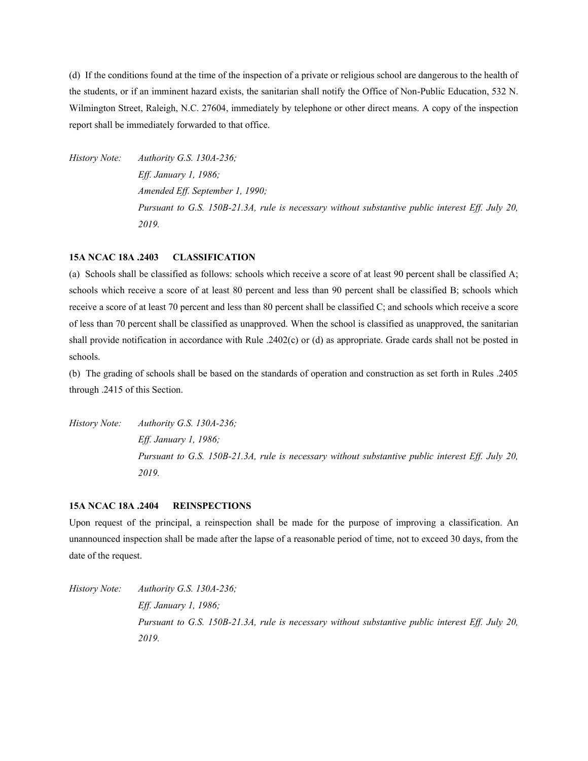(d) If the conditions found at the time of the inspection of a private or religious school are dangerous to the health of the students, or if an imminent hazard exists, the sanitarian shall notify the Office of Non-Public Education, 532 N. Wilmington Street, Raleigh, N.C. 27604, immediately by telephone or other direct means. A copy of the inspection report shall be immediately forwarded to that office.

*History Note: Authority G.S. 130A-236;*
*Eff. January 1, 1986;*
*Amended Eff. September 1, 1990;*
*Pursuant to G.S. 150B-21.3A, rule is necessary without substantive public interest Eff. July 20, 2019.*

### 15A NCAC 18A .2403 CLASSIFICATION

(a) Schools shall be classified as follows: schools which receive a score of at least 90 percent shall be classified A; schools which receive a score of at least 80 percent and less than 90 percent shall be classified B; schools which receive a score of at least 70 percent and less than 80 percent shall be classified C; and schools which receive a score of less than 70 percent shall be classified as unapproved. When the school is classified as unapproved, the sanitarian shall provide notification in accordance with Rule .2402(c) or (d) as appropriate. Grade cards shall not be posted in schools.

(b) The grading of schools shall be based on the standards of operation and construction as set forth in Rules .2405 through .2415 of this Section.

*History Note: Authority G.S. 130A-236;*
*Eff. January 1, 1986;*
*Pursuant to G.S. 150B-21.3A, rule is necessary without substantive public interest Eff. July 20, 2019.*

### 15A NCAC 18A .2404 REINSPECTIONS

Upon request of the principal, a reinspection shall be made for the purpose of improving a classification. An unannounced inspection shall be made after the lapse of a reasonable period of time, not to exceed 30 days, from the date of the request.

*History Note: Authority G.S. 130A-236;*
*Eff. January 1, 1986;*
*Pursuant to G.S. 150B-21.3A, rule is necessary without substantive public interest Eff. July 20, 2019.*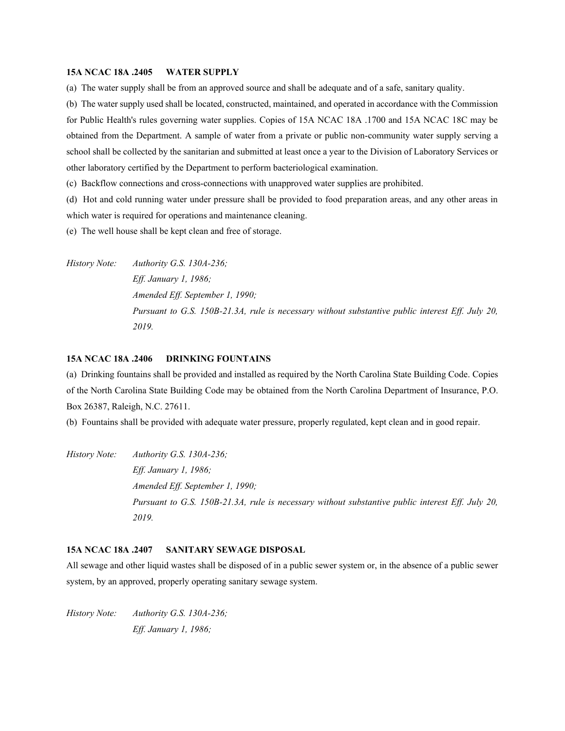**15A NCAC 18A .2405 WATER SUPPLY**

(a) The water supply shall be from an approved source and shall be adequate and of a safe, sanitary quality.

(b) The water supply used shall be located, constructed, maintained, and operated in accordance with the Commission for Public Health's rules governing water supplies. Copies of 15A NCAC 18A .1700 and 15A NCAC 18C may be obtained from the Department. A sample of water from a private or public non-community water supply serving a school shall be collected by the sanitarian and submitted at least once a year to the Division of Laboratory Services or other laboratory certified by the Department to perform bacteriological examination.

(c) Backflow connections and cross-connections with unapproved water supplies are prohibited.

(d) Hot and cold running water under pressure shall be provided to food preparation areas, and any other areas in which water is required for operations and maintenance cleaning.

(e) The well house shall be kept clean and free of storage.

*History Note: Authority G.S. 130A-236;*
*Eff. January 1, 1986;*
*Amended Eff. September 1, 1990;*
*Pursuant to G.S. 150B-21.3A, rule is necessary without substantive public interest Eff. July 20, 2019.*

**15A NCAC 18A .2406 DRINKING FOUNTAINS**

(a) Drinking fountains shall be provided and installed as required by the North Carolina State Building Code. Copies of the North Carolina State Building Code may be obtained from the North Carolina Department of Insurance, P.O. Box 26387, Raleigh, N.C. 27611.

(b) Fountains shall be provided with adequate water pressure, properly regulated, kept clean and in good repair.

*History Note: Authority G.S. 130A-236;*
*Eff. January 1, 1986;*
*Amended Eff. September 1, 1990;*
*Pursuant to G.S. 150B-21.3A, rule is necessary without substantive public interest Eff. July 20, 2019.*

**15A NCAC 18A .2407 SANITARY SEWAGE DISPOSAL**

All sewage and other liquid wastes shall be disposed of in a public sewer system or, in the absence of a public sewer system, by an approved, properly operating sanitary sewage system.

*History Note: Authority G.S. 130A-236;*
*Eff. January 1, 1986;*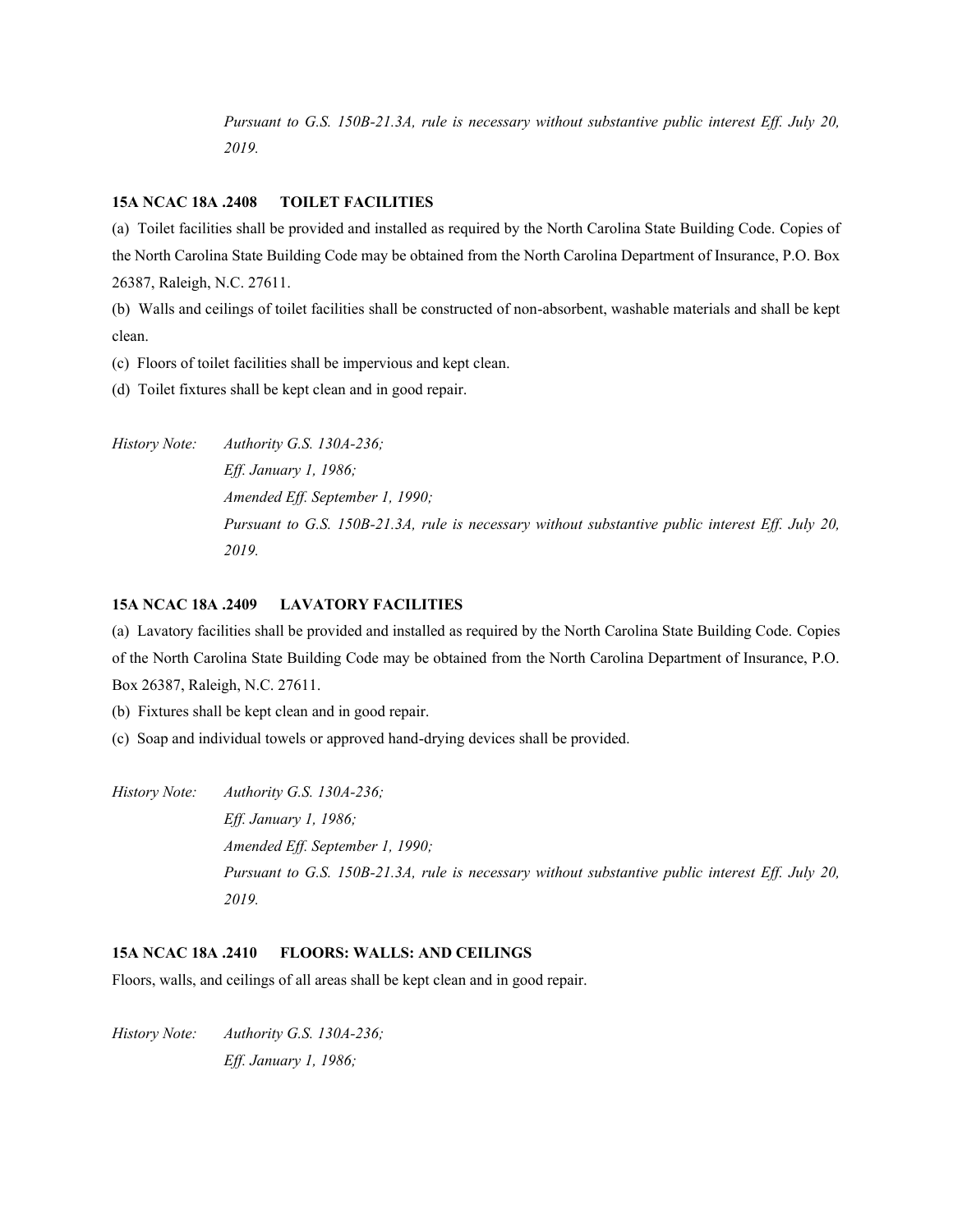*Pursuant to G.S. 150B-21.3A, rule is necessary without substantive public interest Eff. July 20, 2019.*

**15A NCAC 18A .2408 TOILET FACILITIES**

(a) Toilet facilities shall be provided and installed as required by the North Carolina State Building Code. Copies of the North Carolina State Building Code may be obtained from the North Carolina Department of Insurance, P.O. Box 26387, Raleigh, N.C. 27611.

(b) Walls and ceilings of toilet facilities shall be constructed of non-absorbent, washable materials and shall be kept clean.

(c) Floors of toilet facilities shall be impervious and kept clean.

(d) Toilet fixtures shall be kept clean and in good repair.

*History Note: Authority G.S. 130A-236;*
*Eff. January 1, 1986;*
*Amended Eff. September 1, 1990;*
*Pursuant to G.S. 150B-21.3A, rule is necessary without substantive public interest Eff. July 20, 2019.*

**15A NCAC 18A .2409 LAVATORY FACILITIES**

(a) Lavatory facilities shall be provided and installed as required by the North Carolina State Building Code. Copies of the North Carolina State Building Code may be obtained from the North Carolina Department of Insurance, P.O. Box 26387, Raleigh, N.C. 27611.

(b) Fixtures shall be kept clean and in good repair.

(c) Soap and individual towels or approved hand-drying devices shall be provided.

*History Note: Authority G.S. 130A-236;*
*Eff. January 1, 1986;*
*Amended Eff. September 1, 1990;*
*Pursuant to G.S. 150B-21.3A, rule is necessary without substantive public interest Eff. July 20, 2019.*

**15A NCAC 18A .2410 FLOORS: WALLS: AND CEILINGS**

Floors, walls, and ceilings of all areas shall be kept clean and in good repair.

*History Note: Authority G.S. 130A-236;*
*Eff. January 1, 1986;*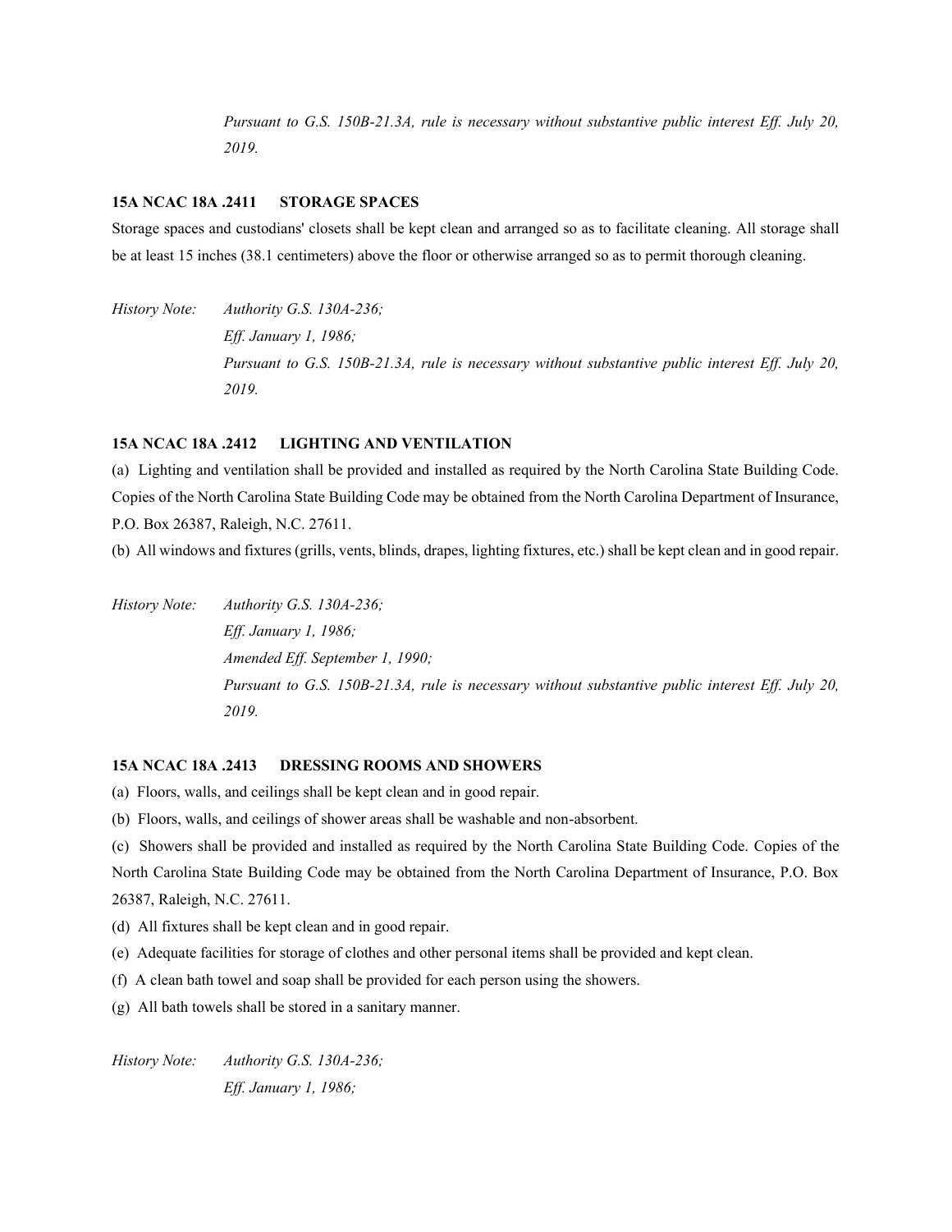*Pursuant to G.S. 150B-21.3A, rule is necessary without substantive public interest Eff. July 20, 2019.*

**15A NCAC 18A .2411 STORAGE SPACES**

Storage spaces and custodians' closets shall be kept clean and arranged so as to facilitate cleaning. All storage shall be at least 15 inches (38.1 centimeters) above the floor or otherwise arranged so as to permit thorough cleaning.

*History Note: Authority G.S. 130A-236;*
*Eff. January 1, 1986;*
*Pursuant to G.S. 150B-21.3A, rule is necessary without substantive public interest Eff. July 20, 2019.*

**15A NCAC 18A .2412 LIGHTING AND VENTILATION**

(a) Lighting and ventilation shall be provided and installed as required by the North Carolina State Building Code. Copies of the North Carolina State Building Code may be obtained from the North Carolina Department of Insurance, P.O. Box 26387, Raleigh, N.C. 27611.

(b) All windows and fixtures (grills, vents, blinds, drapes, lighting fixtures, etc.) shall be kept clean and in good repair.

*History Note: Authority G.S. 130A-236;*
*Eff. January 1, 1986;*
*Amended Eff. September 1, 1990;*
*Pursuant to G.S. 150B-21.3A, rule is necessary without substantive public interest Eff. July 20, 2019.*

**15A NCAC 18A .2413 DRESSING ROOMS AND SHOWERS**

(a) Floors, walls, and ceilings shall be kept clean and in good repair.

(b) Floors, walls, and ceilings of shower areas shall be washable and non-absorbent.

(c) Showers shall be provided and installed as required by the North Carolina State Building Code. Copies of the North Carolina State Building Code may be obtained from the North Carolina Department of Insurance, P.O. Box 26387, Raleigh, N.C. 27611.

(d) All fixtures shall be kept clean and in good repair.

(e) Adequate facilities for storage of clothes and other personal items shall be provided and kept clean.

(f) A clean bath towel and soap shall be provided for each person using the showers.

(g) All bath towels shall be stored in a sanitary manner.

*History Note: Authority G.S. 130A-236;*
*Eff. January 1, 1986;*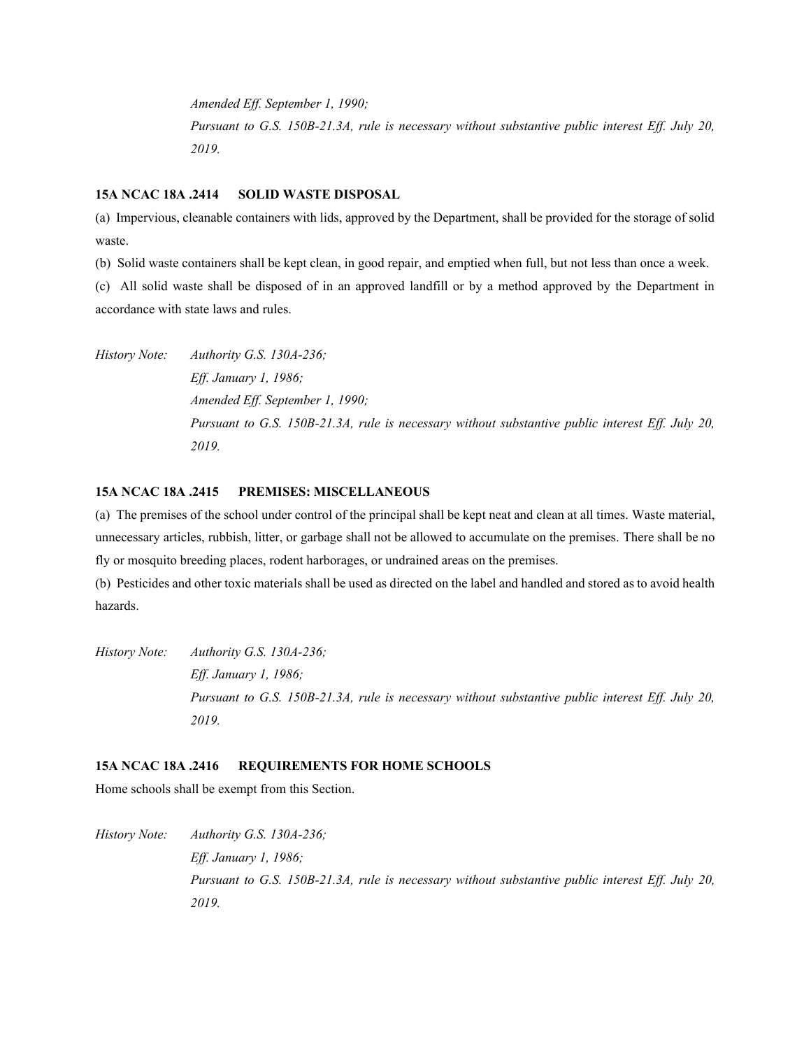*Amended Eff. September 1, 1990;*

*Pursuant to G.S. 150B-21.3A, rule is necessary without substantive public interest Eff. July 20, 2019.*

**15A NCAC 18A .2414 SOLID WASTE DISPOSAL**

(a) Impervious, cleanable containers with lids, approved by the Department, shall be provided for the storage of solid waste.

(b) Solid waste containers shall be kept clean, in good repair, and emptied when full, but not less than once a week.

(c) All solid waste shall be disposed of in an approved landfill or by a method approved by the Department in accordance with state laws and rules.

*History Note: Authority G.S. 130A-236;*
*Eff. January 1, 1986;*
*Amended Eff. September 1, 1990;*
*Pursuant to G.S. 150B-21.3A, rule is necessary without substantive public interest Eff. July 20, 2019.*

**15A NCAC 18A .2415 PREMISES: MISCELLANEOUS**

(a) The premises of the school under control of the principal shall be kept neat and clean at all times. Waste material, unnecessary articles, rubbish, litter, or garbage shall not be allowed to accumulate on the premises. There shall be no fly or mosquito breeding places, rodent harborages, or undrained areas on the premises.

(b) Pesticides and other toxic materials shall be used as directed on the label and handled and stored as to avoid health hazards.

*History Note: Authority G.S. 130A-236;*
*Eff. January 1, 1986;*
*Pursuant to G.S. 150B-21.3A, rule is necessary without substantive public interest Eff. July 20, 2019.*

**15A NCAC 18A .2416 REQUIREMENTS FOR HOME SCHOOLS**

Home schools shall be exempt from this Section.

*History Note: Authority G.S. 130A-236;*
*Eff. January 1, 1986;*
*Pursuant to G.S. 150B-21.3A, rule is necessary without substantive public interest Eff. July 20, 2019.*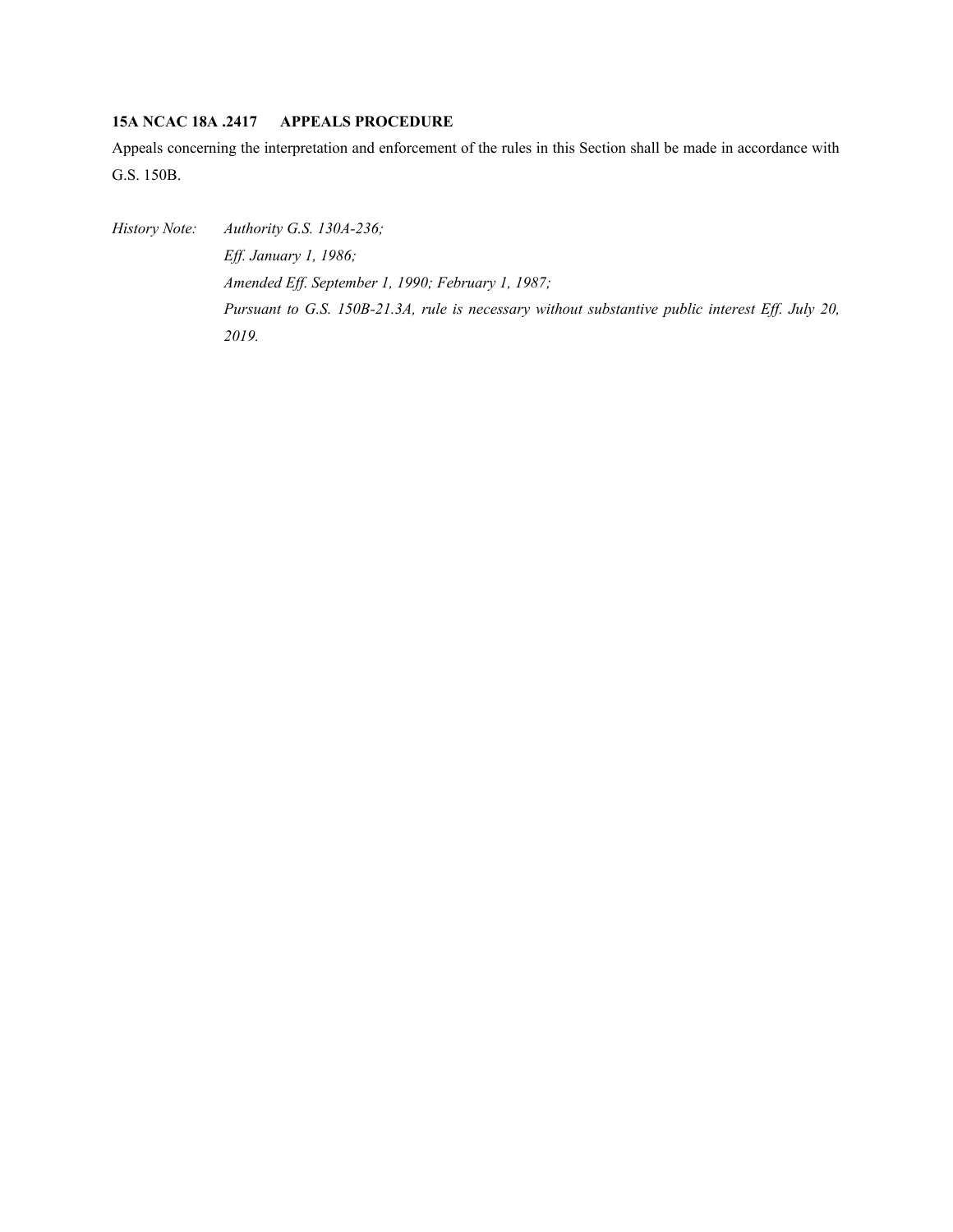**15A NCAC 18A .2417 APPEALS PROCEDURE**

Appeals concerning the interpretation and enforcement of the rules in this Section shall be made in accordance with G.S. 150B.

*History Note: Authority G.S. 130A-236;*
*Eff. January 1, 1986;*
*Amended Eff. September 1, 1990; February 1, 1987;*
*Pursuant to G.S. 150B-21.3A, rule is necessary without substantive public interest Eff. July 20, 2019.*